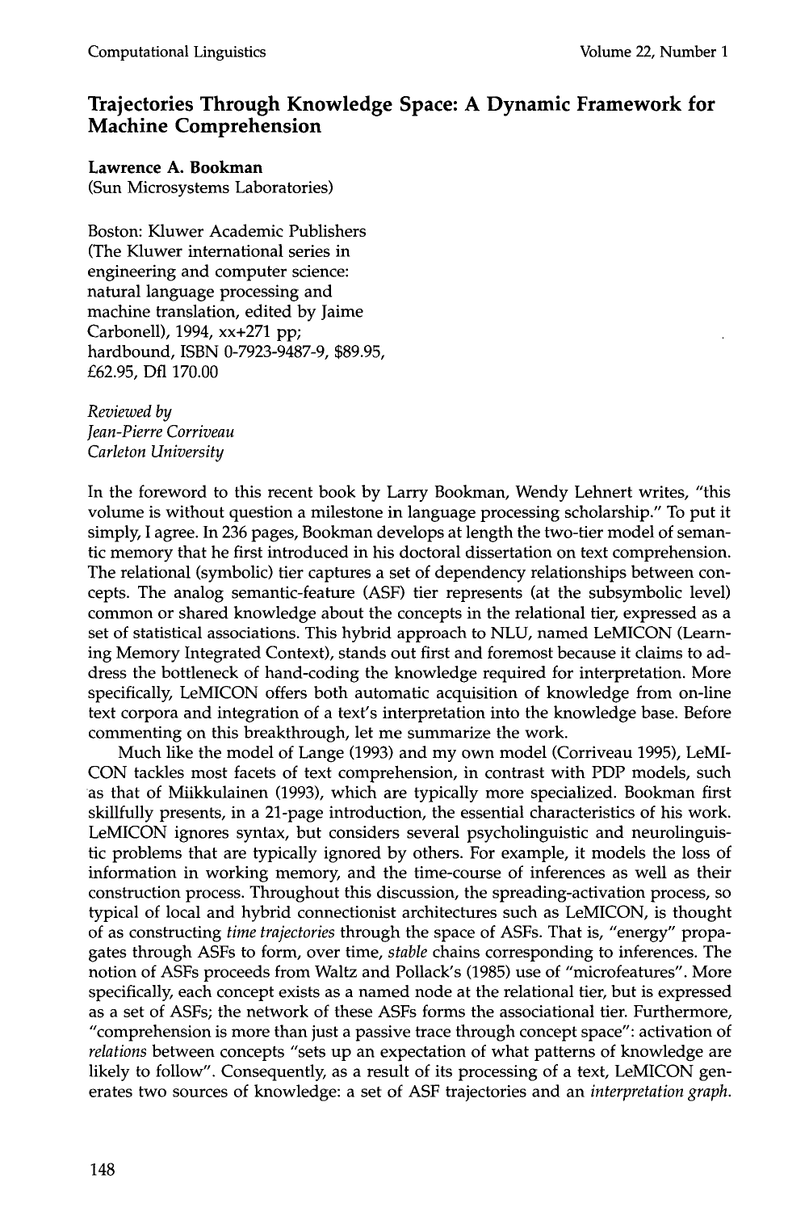# Trajectories Through Knowledge Space: A Dynamic Framework for Machine Comprehension

**Lawrence A. Bookman**
(Sun Microsystems Laboratories)

Boston: Kluwer Academic Publishers (The Kluwer international series in engineering and computer science: natural language processing and machine translation, edited by Jaime Carbonell), 1994, xx+271 pp; hardbound, ISBN 0-7923-9487-9, $89.95, £62.95, Dfl 170.00

*Reviewed by*
*Jean-Pierre Corriveau*
*Carleton University*

In the foreword to this recent book by Larry Bookman, Wendy Lehnert writes, "this volume is without question a milestone in language processing scholarship." To put it simply, I agree. In 236 pages, Bookman develops at length the two-tier model of semantic memory that he first introduced in his doctoral dissertation on text comprehension. The relational (symbolic) tier captures a set of dependency relationships between concepts. The analog semantic-feature (ASF) tier represents (at the subsymbolic level) common or shared knowledge about the concepts in the relational tier, expressed as a set of statistical associations. This hybrid approach to NLU, named LeMICON (Learning Memory Integrated Context), stands out first and foremost because it claims to address the bottleneck of hand-coding the knowledge required for interpretation. More specifically, LeMICON offers both automatic acquisition of knowledge from on-line text corpora and integration of a text's interpretation into the knowledge base. Before commenting on this breakthrough, let me summarize the work.

Much like the model of Lange (1993) and my own model (Corriveau 1995), LeMICON tackles most facets of text comprehension, in contrast with PDP models, such as that of Miikkulainen (1993), which are typically more specialized. Bookman first skillfully presents, in a 21-page introduction, the essential characteristics of his work. LeMICON ignores syntax, but considers several psycholinguistic and neurolinguistic problems that are typically ignored by others. For example, it models the loss of information in working memory, and the time-course of inferences as well as their construction process. Throughout this discussion, the spreading-activation process, so typical of local and hybrid connectionist architectures such as LeMICON, is thought of as constructing *time trajectories* through the space of ASFs. That is, "energy" propagates through ASFs to form, over time, *stable* chains corresponding to inferences. The notion of ASFs proceeds from Waltz and Pollack's (1985) use of "microfeatures". More specifically, each concept exists as a named node at the relational tier, but is expressed as a set of ASFs; the network of these ASFs forms the associational tier. Furthermore, "comprehension is more than just a passive trace through concept space": activation of *relations* between concepts "sets up an expectation of what patterns of knowledge are likely to follow". Consequently, as a result of its processing of a text, LeMICON generates two sources of knowledge: a set of ASF trajectories and an *interpretation graph.*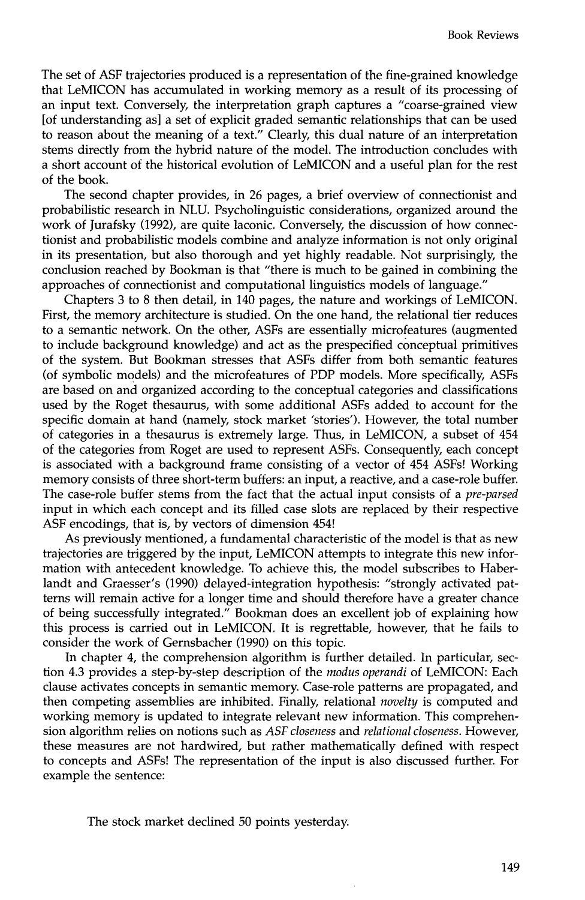The set of ASF trajectories produced is a representation of the fine-grained knowledge that LeMICON has accumulated in working memory as a result of its processing of an input text. Conversely, the interpretation graph captures a "coarse-grained view [of understanding as] a set of explicit graded semantic relationships that can be used to reason about the meaning of a text." Clearly, this dual nature of an interpretation stems directly from the hybrid nature of the model. The introduction concludes with a short account of the historical evolution of LeMICON and a useful plan for the rest of the book.

The second chapter provides, in 26 pages, a brief overview of connectionist and probabilistic research in NLU. Psycholinguistic considerations, organized around the work of Jurafsky (1992), are quite laconic. Conversely, the discussion of how connectionist and probabilistic models combine and analyze information is not only original in its presentation, but also thorough and yet highly readable. Not surprisingly, the conclusion reached by Bookman is that "there is much to be gained in combining the approaches of connectionist and computational linguistics models of language."

Chapters 3 to 8 then detail, in 140 pages, the nature and workings of LeMICON. First, the memory architecture is studied. On the one hand, the relational tier reduces to a semantic network. On the other, ASFs are essentially microfeatures (augmented to include background knowledge) and act as the prespecified conceptual primitives of the system. But Bookman stresses that ASFs differ from both semantic features (of symbolic models) and the microfeatures of PDP models. More specifically, ASFs are based on and organized according to the conceptual categories and classifications used by the Roget thesaurus, with some additional ASFs added to account for the specific domain at hand (namely, stock market 'stories'). However, the total number of categories in a thesaurus is extremely large. Thus, in LeMICON, a subset of 454 of the categories from Roget are used to represent ASFs. Consequently, each concept is associated with a background frame consisting of a vector of 454 ASFs! Working memory consists of three short-term buffers: an input, a reactive, and a case-role buffer. The case-role buffer stems from the fact that the actual input consists of a *pre-parsed* input in which each concept and its filled case slots are replaced by their respective ASF encodings, that is, by vectors of dimension 454!

As previously mentioned, a fundamental characteristic of the model is that as new trajectories are triggered by the input, LeMICON attempts to integrate this new information with antecedent knowledge. To achieve this, the model subscribes to Haberlandt and Graesser's (1990) delayed-integration hypothesis: "strongly activated patterns will remain active for a longer time and should therefore have a greater chance of being successfully integrated." Bookman does an excellent job of explaining how this process is carried out in LeMICON. It is regrettable, however, that he fails to consider the work of Gernsbacher (1990) on this topic.

In chapter 4, the comprehension algorithm is further detailed. In particular, section 4.3 provides a step-by-step description of the *modus operandi* of LeMICON: Each clause activates concepts in semantic memory. Case-role patterns are propagated, and then competing assemblies are inhibited. Finally, relational *novelty* is computed and working memory is updated to integrate relevant new information. This comprehension algorithm relies on notions such as *ASF closeness* and *relational closeness*. However, these measures are not hardwired, but rather mathematically defined with respect to concepts and ASFs! The representation of the input is also discussed further. For example the sentence:

> The stock market declined 50 points yesterday.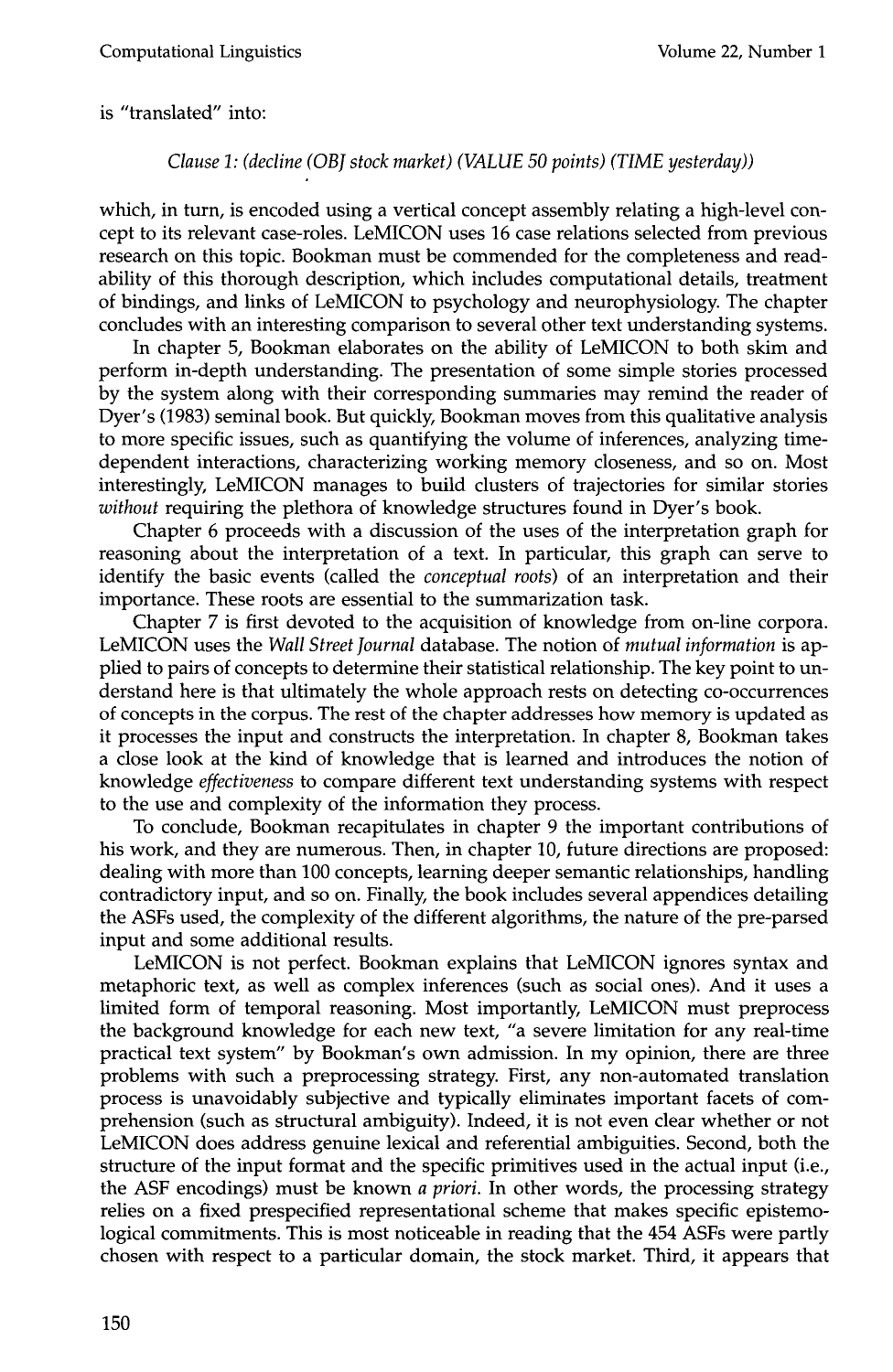is "translated" into:

*Clause 1: (decline (OBJ stock market) (VALUE 50 points) (TIME yesterday))*

which, in turn, is encoded using a vertical concept assembly relating a high-level concept to its relevant case-roles. LeMICON uses 16 case relations selected from previous research on this topic. Bookman must be commended for the completeness and readability of this thorough description, which includes computational details, treatment of bindings, and links of LeMICON to psychology and neurophysiology. The chapter concludes with an interesting comparison to several other text understanding systems.

In chapter 5, Bookman elaborates on the ability of LeMICON to both skim and perform in-depth understanding. The presentation of some simple stories processed by the system along with their corresponding summaries may remind the reader of Dyer's (1983) seminal book. But quickly, Bookman moves from this qualitative analysis to more specific issues, such as quantifying the volume of inferences, analyzing time-dependent interactions, characterizing working memory closeness, and so on. Most interestingly, LeMICON manages to build clusters of trajectories for similar stories *without* requiring the plethora of knowledge structures found in Dyer's book.

Chapter 6 proceeds with a discussion of the uses of the interpretation graph for reasoning about the interpretation of a text. In particular, this graph can serve to identify the basic events (called the *conceptual roots*) of an interpretation and their importance. These roots are essential to the summarization task.

Chapter 7 is first devoted to the acquisition of knowledge from on-line corpora. LeMICON uses the *Wall Street Journal* database. The notion of *mutual information* is applied to pairs of concepts to determine their statistical relationship. The key point to understand here is that ultimately the whole approach rests on detecting co-occurrences of concepts in the corpus. The rest of the chapter addresses how memory is updated as it processes the input and constructs the interpretation. In chapter 8, Bookman takes a close look at the kind of knowledge that is learned and introduces the notion of knowledge *effectiveness* to compare different text understanding systems with respect to the use and complexity of the information they process.

To conclude, Bookman recapitulates in chapter 9 the important contributions of his work, and they are numerous. Then, in chapter 10, future directions are proposed: dealing with more than 100 concepts, learning deeper semantic relationships, handling contradictory input, and so on. Finally, the book includes several appendices detailing the ASFs used, the complexity of the different algorithms, the nature of the pre-parsed input and some additional results.

LeMICON is not perfect. Bookman explains that LeMICON ignores syntax and metaphoric text, as well as complex inferences (such as social ones). And it uses a limited form of temporal reasoning. Most importantly, LeMICON must preprocess the background knowledge for each new text, "a severe limitation for any real-time practical text system" by Bookman's own admission. In my opinion, there are three problems with such a preprocessing strategy. First, any non-automated translation process is unavoidably subjective and typically eliminates important facets of comprehension (such as structural ambiguity). Indeed, it is not even clear whether or not LeMICON does address genuine lexical and referential ambiguities. Second, both the structure of the input format and the specific primitives used in the actual input (i.e., the ASF encodings) must be known *a priori*. In other words, the processing strategy relies on a fixed prespecified representational scheme that makes specific epistemological commitments. This is most noticeable in reading that the 454 ASFs were partly chosen with respect to a particular domain, the stock market. Third, it appears that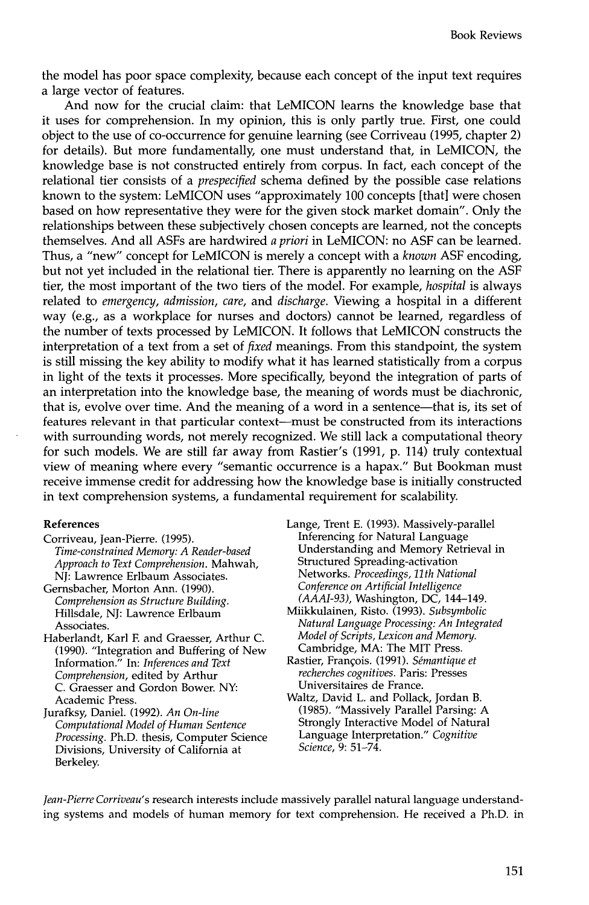the model has poor space complexity, because each concept of the input text requires a large vector of features.

And now for the crucial claim: that LeMICON learns the knowledge base that it uses for comprehension. In my opinion, this is only partly true. First, one could object to the use of co-occurrence for genuine learning (see Corriveau (1995, chapter 2) for details). But more fundamentally, one must understand that, in LeMICON, the knowledge base is not constructed entirely from corpus. In fact, each concept of the relational tier consists of a *prespecified* schema defined by the possible case relations known to the system: LeMICON uses "approximately 100 concepts [that] were chosen based on how representative they were for the given stock market domain". Only the relationships between these subjectively chosen concepts are learned, not the concepts themselves. And all ASFs are hardwired *a priori* in LeMICON: no ASF can be learned. Thus, a "new" concept for LeMICON is merely a concept with a *known* ASF encoding, but not yet included in the relational tier. There is apparently no learning on the ASF tier, the most important of the two tiers of the model. For example, *hospital* is always related to *emergency*, *admission*, *care*, and *discharge*. Viewing a hospital in a different way (e.g., as a workplace for nurses and doctors) cannot be learned, regardless of the number of texts processed by LeMICON. It follows that LeMICON constructs the interpretation of a text from a set of *fixed* meanings. From this standpoint, the system is still missing the key ability to modify what it has learned statistically from a corpus in light of the texts it processes. More specifically, beyond the integration of parts of an interpretation into the knowledge base, the meaning of words must be diachronic, that is, evolve over time. And the meaning of a word in a sentence—that is, its set of features relevant in that particular context—must be constructed from its interactions with surrounding words, not merely recognized. We still lack a computational theory for such models. We are still far away from Rastier's (1991, p. 114) truly contextual view of meaning where every "semantic occurrence is a hapax." But Bookman must receive immense credit for addressing how the knowledge base is initially constructed in text comprehension systems, a fundamental requirement for scalability.

**References**

Corriveau, Jean-Pierre. (1995). *Time-constrained Memory: A Reader-based Approach to Text Comprehension*. Mahwah, NJ: Lawrence Erlbaum Associates.

Gernsbacher, Morton Ann. (1990). *Comprehension as Structure Building*. Hillsdale, NJ: Lawrence Erlbaum Associates.

Haberlandt, Karl F. and Graesser, Arthur C. (1990). "Integration and Buffering of New Information." In: *Inferences and Text Comprehension*, edited by Arthur C. Graesser and Gordon Bower. NY: Academic Press.

Jurafksy, Daniel. (1992). *An On-line Computational Model of Human Sentence Processing*. Ph.D. thesis, Computer Science Divisions, University of California at Berkeley.

Lange, Trent E. (1993). Massively-parallel Inferencing for Natural Language Understanding and Memory Retrieval in Structured Spreading-activation Networks. *Proceedings, 11th National Conference on Artificial Intelligence (AAAI-93)*, Washington, DC, 144–149.

Miikkulainen, Risto. (1993). *Subsymbolic Natural Language Processing: An Integrated Model of Scripts, Lexicon and Memory*. Cambridge, MA: The MIT Press.

Rastier, François. (1991). *Sémantique et recherches cognitives*. Paris: Presses Universitaires de France.

Waltz, David L. and Pollack, Jordan B. (1985). "Massively Parallel Parsing: A Strongly Interactive Model of Natural Language Interpretation." *Cognitive Science*, 9: 51–74.

*Jean-Pierre Corriveau*'s research interests include massively parallel natural language understanding systems and models of human memory for text comprehension. He received a Ph.D. in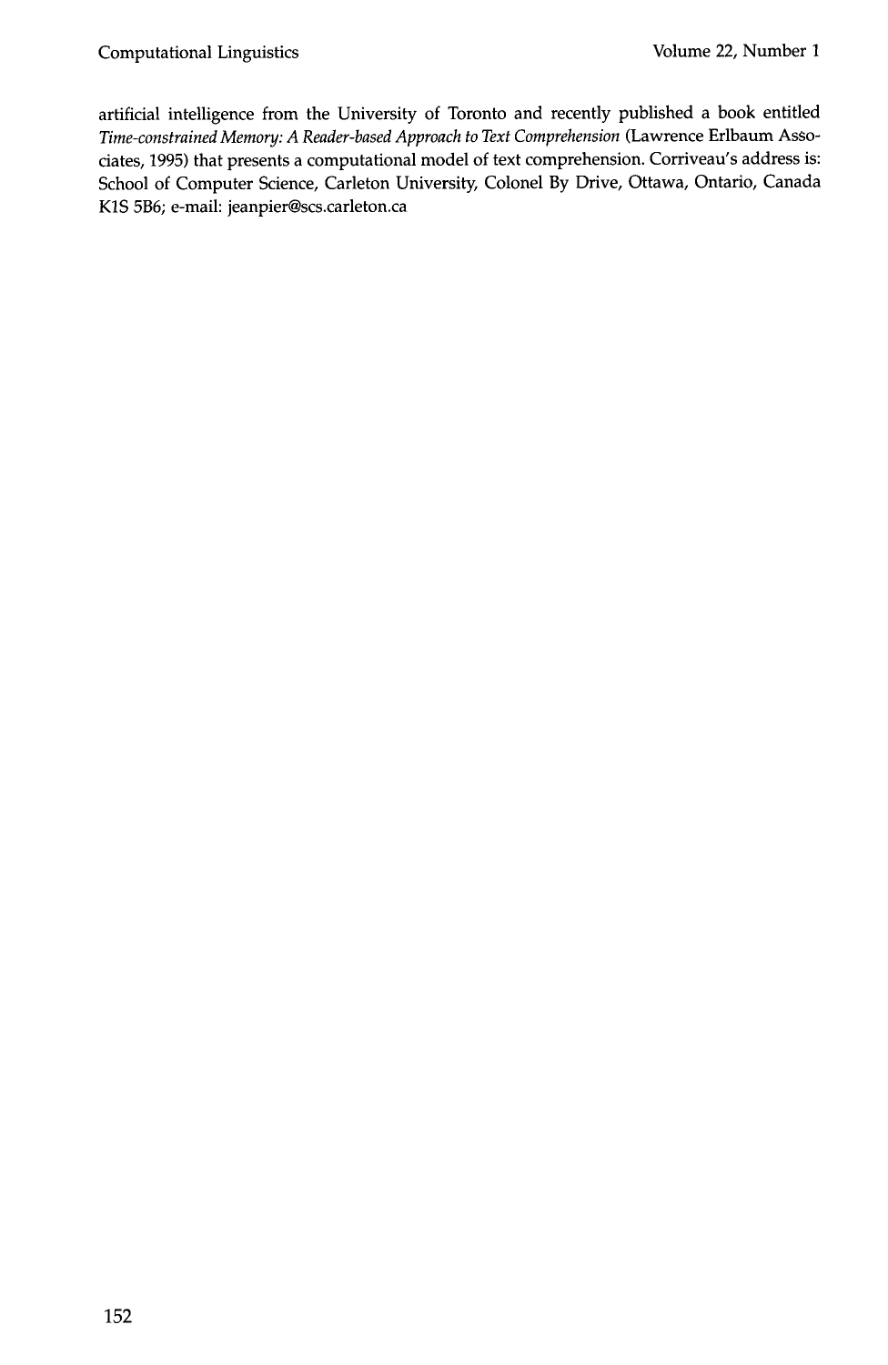artificial intelligence from the University of Toronto and recently published a book entitled *Time-constrained Memory: A Reader-based Approach to Text Comprehension* (Lawrence Erlbaum Associates, 1995) that presents a computational model of text comprehension. Corriveau's address is: School of Computer Science, Carleton University, Colonel By Drive, Ottawa, Ontario, Canada K1S 5B6; e-mail: jeanpier@scs.carleton.ca